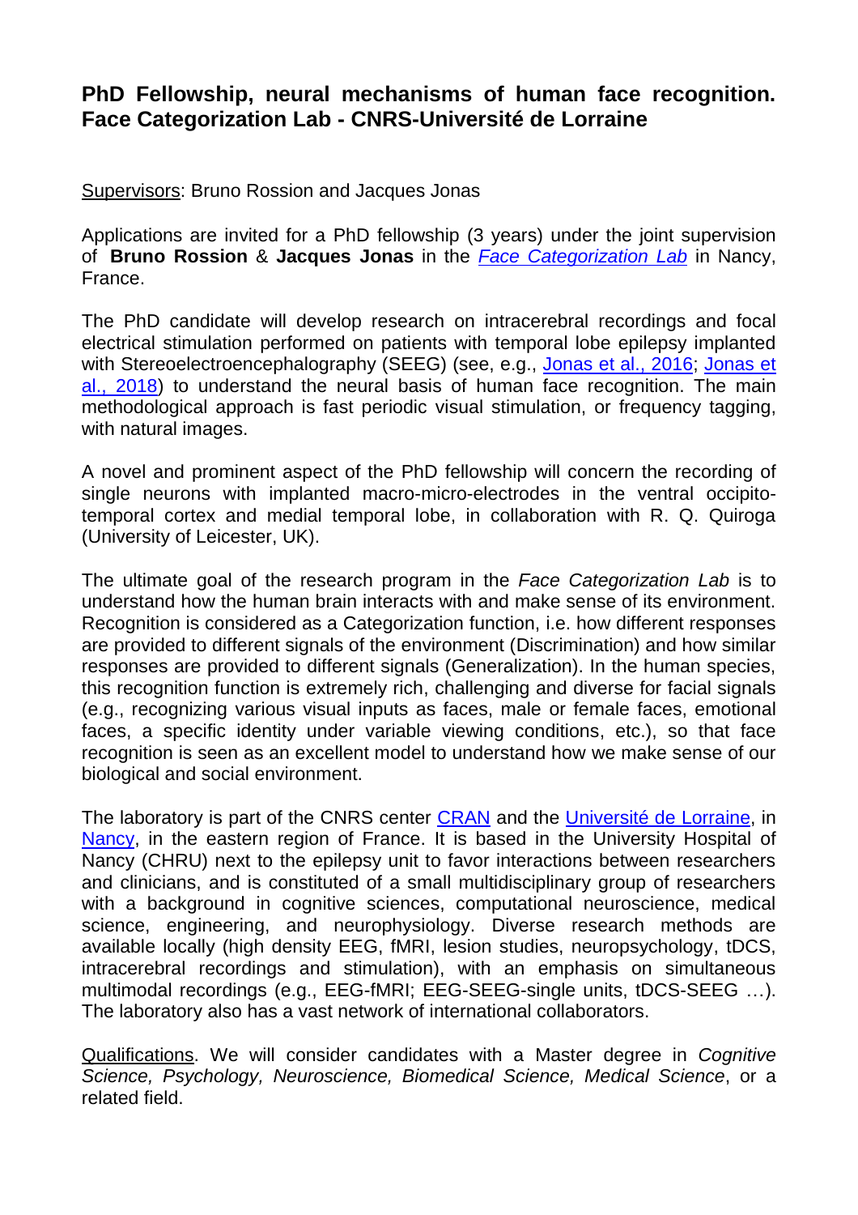# PhD Fellowship, neural mechanisms of human face recognition. Face Categorization Lab - CNRS-Université de Lorraine

Supervisors: Bruno Rossion and Jacques Jonas

Applications are invited for a PhD fellowship (3 years) under the joint supervision of **Bruno Rossion** & **Jacques Jonas** in the [*Face Categorization Lab*]() in Nancy, France.

The PhD candidate will develop research on intracerebral recordings and focal electrical stimulation performed on patients with temporal lobe epilepsy implanted with Stereoelectroencephalography (SEEG) (see, e.g., [Jonas et al., 2016](); [Jonas et al., 2018]()) to understand the neural basis of human face recognition. The main methodological approach is fast periodic visual stimulation, or frequency tagging, with natural images.

A novel and prominent aspect of the PhD fellowship will concern the recording of single neurons with implanted macro-micro-electrodes in the ventral occipito-temporal cortex and medial temporal lobe, in collaboration with R. Q. Quiroga (University of Leicester, UK).

The ultimate goal of the research program in the *Face Categorization Lab* is to understand how the human brain interacts with and make sense of its environment. Recognition is considered as a Categorization function, i.e. how different responses are provided to different signals of the environment (Discrimination) and how similar responses are provided to different signals (Generalization). In the human species, this recognition function is extremely rich, challenging and diverse for facial signals (e.g., recognizing various visual inputs as faces, male or female faces, emotional faces, a specific identity under variable viewing conditions, etc.), so that face recognition is seen as an excellent model to understand how we make sense of our biological and social environment.

The laboratory is part of the CNRS center [CRAN]() and the [Université de Lorraine](), in [Nancy](), in the eastern region of France. It is based in the University Hospital of Nancy (CHRU) next to the epilepsy unit to favor interactions between researchers and clinicians, and is constituted of a small multidisciplinary group of researchers with a background in cognitive sciences, computational neuroscience, medical science, engineering, and neurophysiology. Diverse research methods are available locally (high density EEG, fMRI, lesion studies, neuropsychology, tDCS, intracerebral recordings and stimulation), with an emphasis on simultaneous multimodal recordings (e.g., EEG-fMRI; EEG-SEEG-single units, tDCS-SEEG …). The laboratory also has a vast network of international collaborators.

Qualifications. We will consider candidates with a Master degree in *Cognitive Science, Psychology, Neuroscience, Biomedical Science, Medical Science*, or a related field.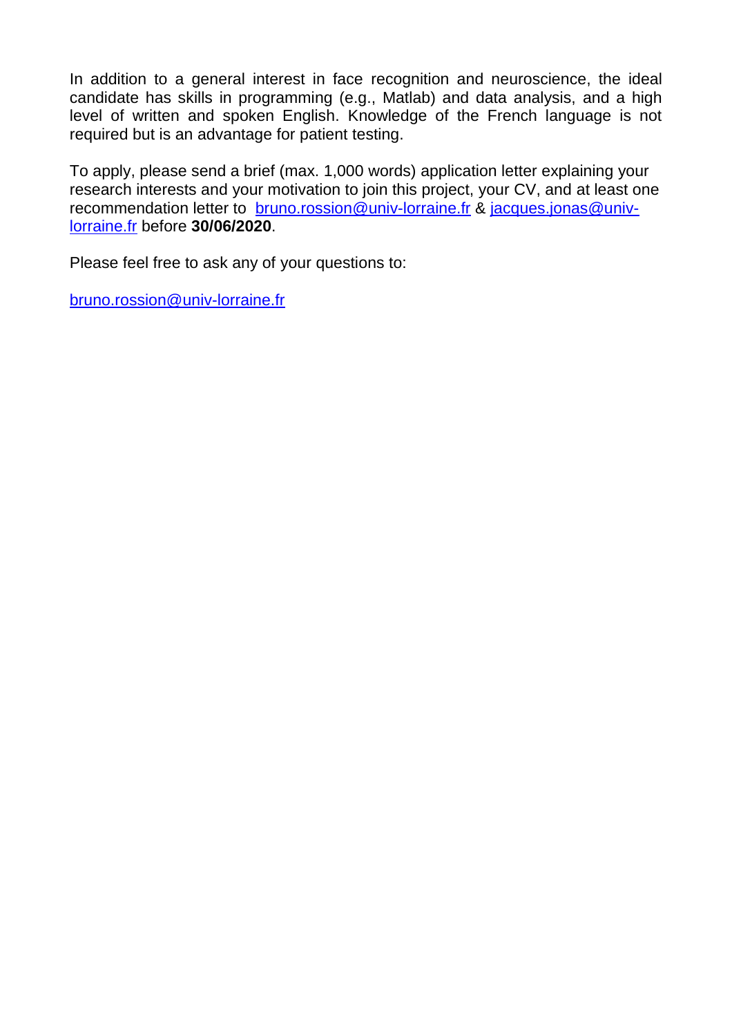In addition to a general interest in face recognition and neuroscience, the ideal candidate has skills in programming (e.g., Matlab) and data analysis, and a high level of written and spoken English. Knowledge of the French language is not required but is an advantage for patient testing.

To apply, please send a brief (max. 1,000 words) application letter explaining your research interests and your motivation to join this project, your CV, and at least one recommendation letter to bruno.rossion@univ-lorraine.fr & jacques.jonas@univ-lorraine.fr before **30/06/2020**.

Please feel free to ask any of your questions to:

bruno.rossion@univ-lorraine.fr